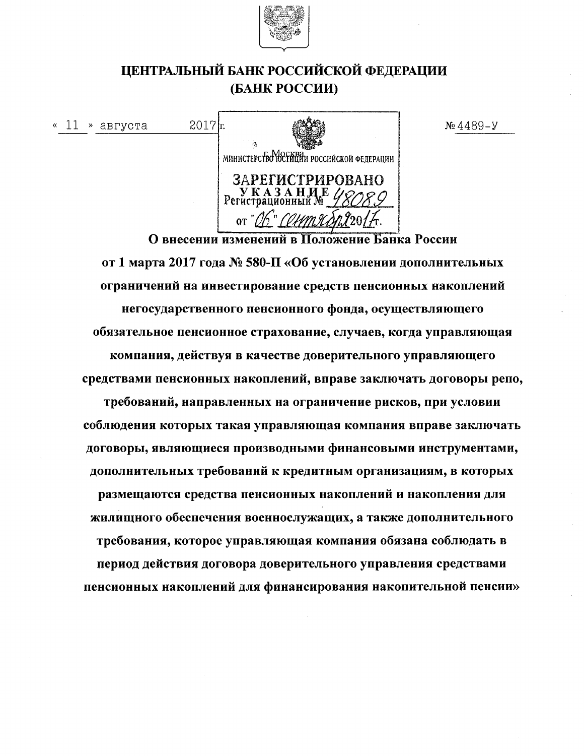# ЦЕНТРАЛЬНЫЙ БАНК РОССИЙСКОЙ ФЕДЕРАЦИИ (БАНК РОССИИ)

« 11 » августа 2017 г. № 4489-У

г. Москва

МИНИСТЕРСТВО ЮСТИЦИИ РОССИЙСКОЙ ФЕДЕРАЦИИ
ЗАРЕГИСТРИРОВАНО
Регистрационный № 48089
от "06" сентября 2017 г.

## УКАЗАНИЕ

**О внесении изменений в Положение Банка России от 1 марта 2017 года № 580-П «Об установлении дополнительных ограничений на инвестирование средств пенсионных накоплений негосударственного пенсионного фонда, осуществляющего обязательное пенсионное страхование, случаев, когда управляющая компания, действуя в качестве доверительного управляющего средствами пенсионных накоплений, вправе заключать договоры репо, требований, направленных на ограничение рисков, при условии соблюдения которых такая управляющая компания вправе заключать договоры, являющиеся производными финансовыми инструментами, дополнительных требований к кредитным организациям, в которых размещаются средства пенсионных накоплений и накопления для жилищного обеспечения военнослужащих, а также дополнительного требования, которое управляющая компания обязана соблюдать в период действия договора доверительного управления средствами пенсионных накоплений для финансирования накопительной пенсии»**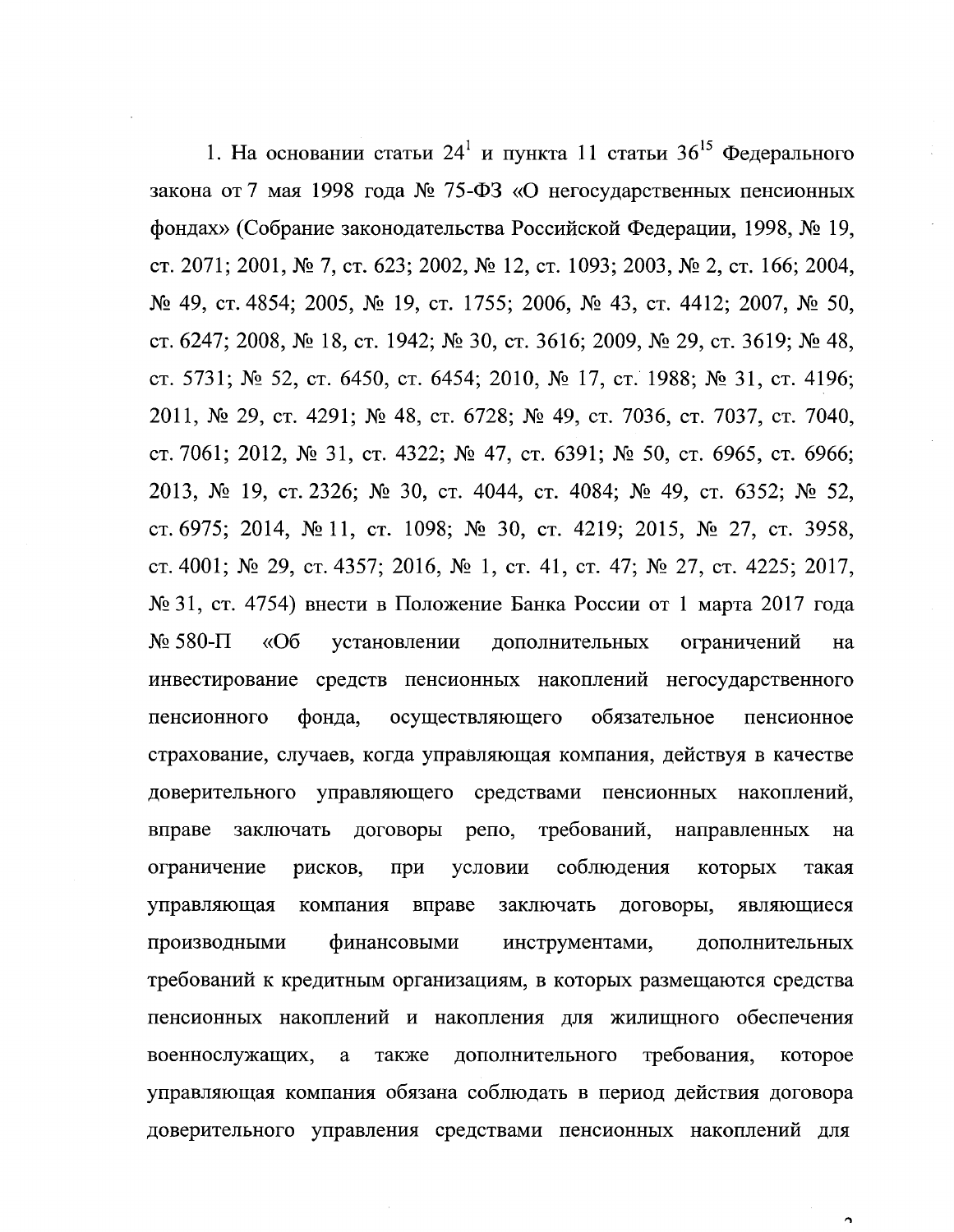1. На основании статьи $24^1$ и пункта 11 статьи $36^{15}$ Федерального закона от 7 мая 1998 года № 75-ФЗ «О негосударственных пенсионных фондах» (Собрание законодательства Российской Федерации, 1998, № 19, ст. 2071; 2001, № 7, ст. 623; 2002, № 12, ст. 1093; 2003, № 2, ст. 166; 2004, № 49, ст. 4854; 2005, № 19, ст. 1755; 2006, № 43, ст. 4412; 2007, № 50, ст. 6247; 2008, № 18, ст. 1942; № 30, ст. 3616; 2009, № 29, ст. 3619; № 48, ст. 5731; № 52, ст. 6450, ст. 6454; 2010, № 17, ст. 1988; № 31, ст. 4196; 2011, № 29, ст. 4291; № 48, ст. 6728; № 49, ст. 7036, ст. 7037, ст. 7040, ст. 7061; 2012, № 31, ст. 4322; № 47, ст. 6391; № 50, ст. 6965, ст. 6966; 2013, № 19, ст. 2326; № 30, ст. 4044, ст. 4084; № 49, ст. 6352; № 52, ст. 6975; 2014, № 11, ст. 1098; № 30, ст. 4219; 2015, № 27, ст. 3958, ст. 4001; № 29, ст. 4357; 2016, № 1, ст. 41, ст. 47; № 27, ст. 4225; 2017, № 31, ст. 4754) внести в Положение Банка России от 1 марта 2017 года № 580-П «Об установлении дополнительных ограничений на инвестирование средств пенсионных накоплений негосударственного пенсионного фонда, осуществляющего обязательное пенсионное страхование, случаев, когда управляющая компания, действуя в качестве доверительного управляющего средствами пенсионных накоплений, вправе заключать договоры репо, требований, направленных на ограничение рисков, при условии соблюдения которых такая управляющая компания вправе заключать договоры, являющиеся производными финансовыми инструментами, дополнительных требований к кредитным организациям, в которых размещаются средства пенсионных накоплений и накопления для жилищного обеспечения военнослужащих, а также дополнительного требования, которое управляющая компания обязана соблюдать в период действия договора доверительного управления средствами пенсионных накоплений для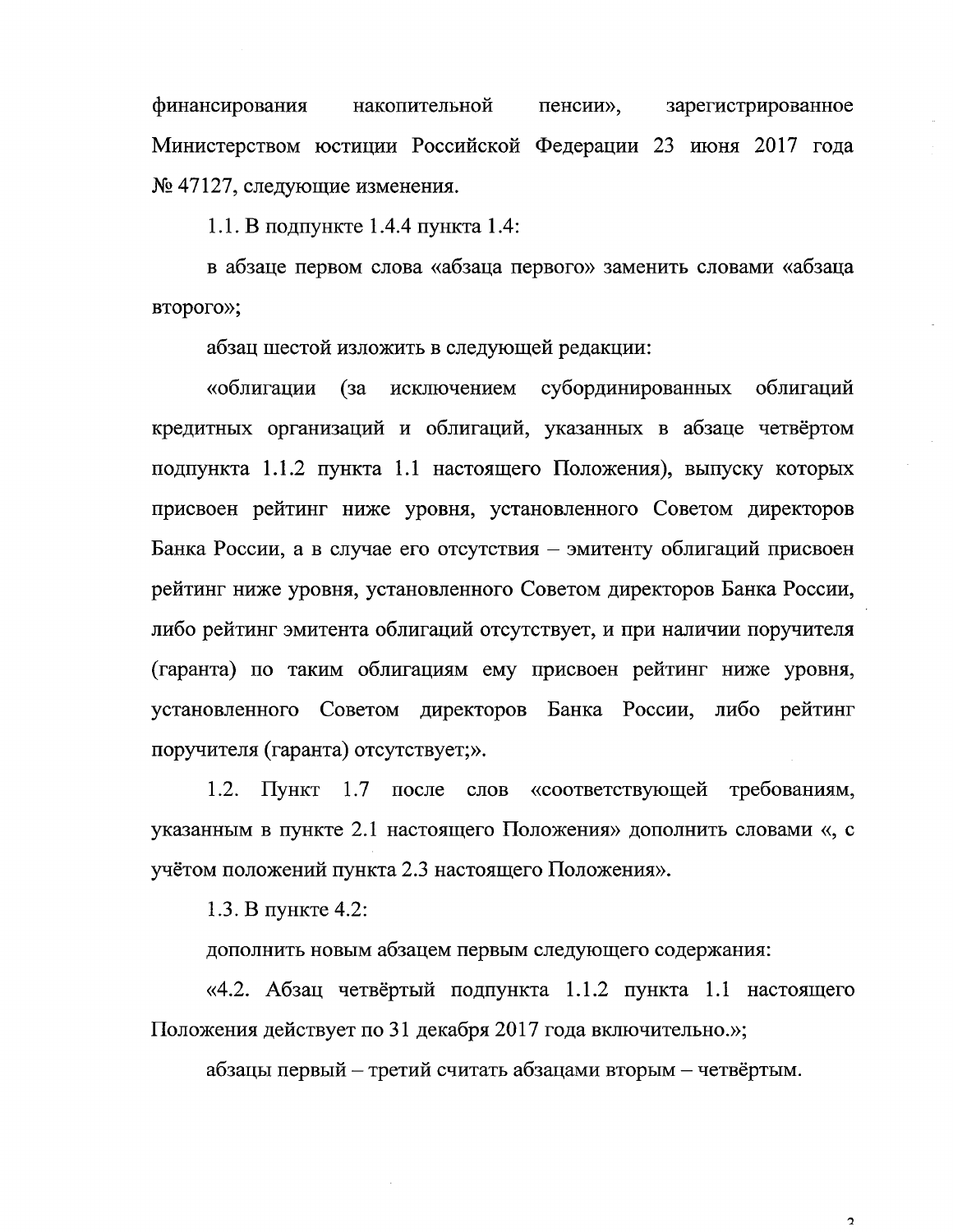финансирования накопительной пенсии», зарегистрированное Министерством юстиции Российской Федерации 23 июня 2017 года № 47127, следующие изменения.

1.1. В подпункте 1.4.4 пункта 1.4:

в абзаце первом слова «абзаца первого» заменить словами «абзаца второго»;

абзац шестой изложить в следующей редакции:

«облигации (за исключением субординированных облигаций кредитных организаций и облигаций, указанных в абзаце четвёртом подпункта 1.1.2 пункта 1.1 настоящего Положения), выпуску которых присвоен рейтинг ниже уровня, установленного Советом директоров Банка России, а в случае его отсутствия – эмитенту облигаций присвоен рейтинг ниже уровня, установленного Советом директоров Банка России, либо рейтинг эмитента облигаций отсутствует, и при наличии поручителя (гаранта) по таким облигациям ему присвоен рейтинг ниже уровня, установленного Советом директоров Банка России, либо рейтинг поручителя (гаранта) отсутствует;».

1.2. Пункт 1.7 после слов «соответствующей требованиям, указанным в пункте 2.1 настоящего Положения» дополнить словами «, с учётом положений пункта 2.3 настоящего Положения».

1.3. В пункте 4.2:

дополнить новым абзацем первым следующего содержания:

«4.2. Абзац четвёртый подпункта 1.1.2 пункта 1.1 настоящего Положения действует по 31 декабря 2017 года включительно.»;

абзацы первый – третий считать абзацами вторым – четвёртым.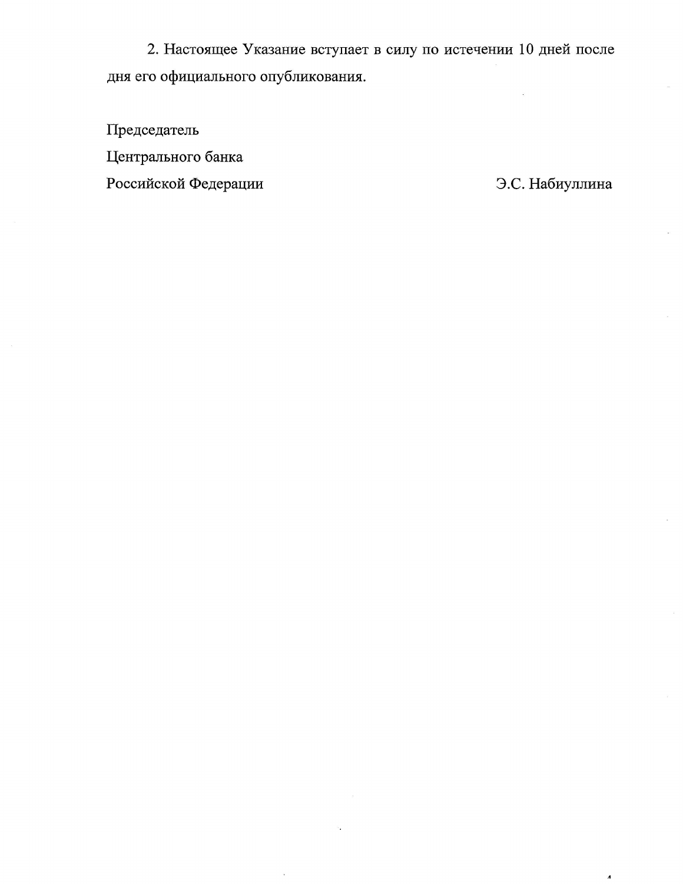2. Настоящее Указание вступает в силу по истечении 10 дней после дня его официального опубликования.

Председатель
Центрального банка
Российской Федерации Э.С. Набиуллина